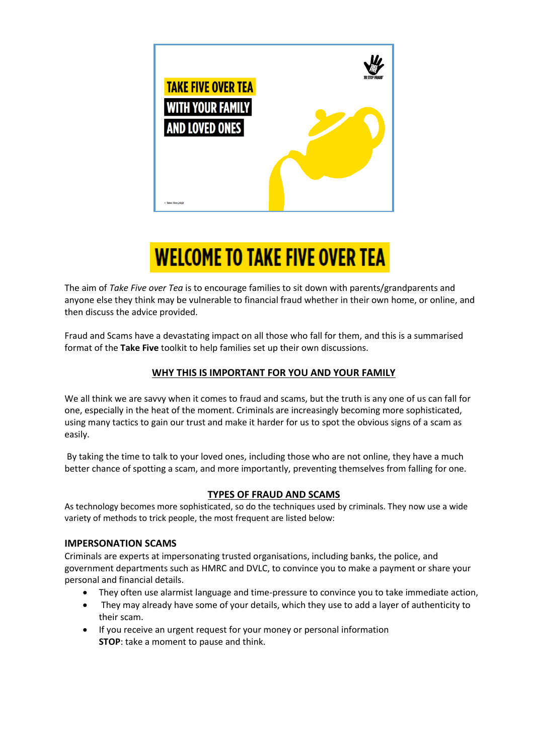TAKE FIVE OVER TEA
WITH YOUR FAMILY
AND LOVED ONES

TO STOP FRAUD

© Take Five 2021

# WELCOME TO TAKE FIVE OVER TEA

The aim of *Take Five over Tea* is to encourage families to sit down with parents/grandparents and anyone else they think may be vulnerable to financial fraud whether in their own home, or online, and then discuss the advice provided.

Fraud and Scams have a devastating impact on all those who fall for them, and this is a summarised format of the **Take Five** toolkit to help families set up their own discussions.

## WHY THIS IS IMPORTANT FOR YOU AND YOUR FAMILY

We all think we are savvy when it comes to fraud and scams, but the truth is any one of us can fall for one, especially in the heat of the moment. Criminals are increasingly becoming more sophisticated, using many tactics to gain our trust and make it harder for us to spot the obvious signs of a scam as easily.

By taking the time to talk to your loved ones, including those who are not online, they have a much better chance of spotting a scam, and more importantly, preventing themselves from falling for one.

## TYPES OF FRAUD AND SCAMS

As technology becomes more sophisticated, so do the techniques used by criminals. They now use a wide variety of methods to trick people, the most frequent are listed below:

### IMPERSONATION SCAMS

Criminals are experts at impersonating trusted organisations, including banks, the police, and government departments such as HMRC and DVLC, to convince you to make a payment or share your personal and financial details.

- They often use alarmist language and time-pressure to convince you to take immediate action,
- They may already have some of your details, which they use to add a layer of authenticity to their scam.
- If you receive an urgent request for your money or personal information
  **STOP**: take a moment to pause and think.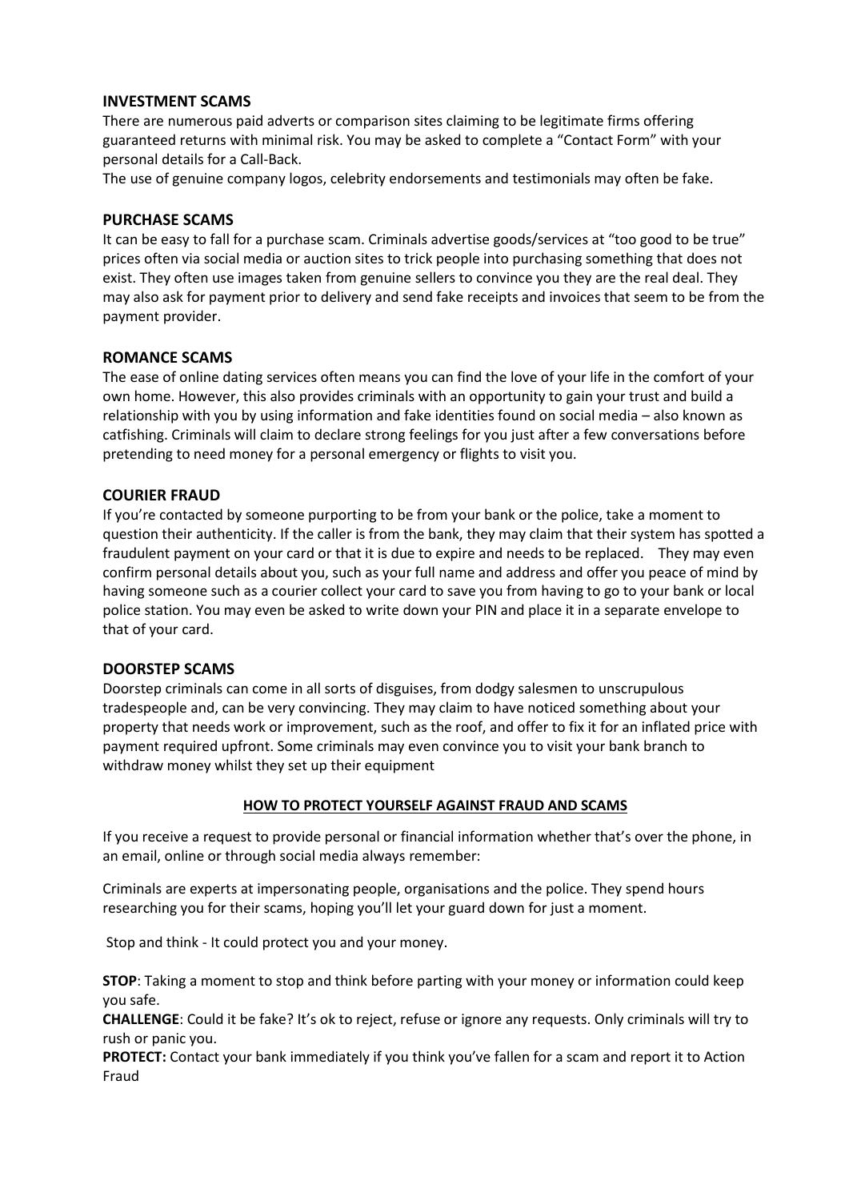## INVESTMENT SCAMS

There are numerous paid adverts or comparison sites claiming to be legitimate firms offering guaranteed returns with minimal risk. You may be asked to complete a "Contact Form" with your personal details for a Call-Back.

The use of genuine company logos, celebrity endorsements and testimonials may often be fake.

## PURCHASE SCAMS

It can be easy to fall for a purchase scam. Criminals advertise goods/services at "too good to be true" prices often via social media or auction sites to trick people into purchasing something that does not exist. They often use images taken from genuine sellers to convince you they are the real deal. They may also ask for payment prior to delivery and send fake receipts and invoices that seem to be from the payment provider.

## ROMANCE SCAMS

The ease of online dating services often means you can find the love of your life in the comfort of your own home. However, this also provides criminals with an opportunity to gain your trust and build a relationship with you by using information and fake identities found on social media – also known as catfishing. Criminals will claim to declare strong feelings for you just after a few conversations before pretending to need money for a personal emergency or flights to visit you.

## COURIER FRAUD

If you're contacted by someone purporting to be from your bank or the police, take a moment to question their authenticity. If the caller is from the bank, they may claim that their system has spotted a fraudulent payment on your card or that it is due to expire and needs to be replaced. They may even confirm personal details about you, such as your full name and address and offer you peace of mind by having someone such as a courier collect your card to save you from having to go to your bank or local police station. You may even be asked to write down your PIN and place it in a separate envelope to that of your card.

## DOORSTEP SCAMS

Doorstep criminals can come in all sorts of disguises, from dodgy salesmen to unscrupulous tradespeople and, can be very convincing. They may claim to have noticed something about your property that needs work or improvement, such as the roof, and offer to fix it for an inflated price with payment required upfront. Some criminals may even convince you to visit your bank branch to withdraw money whilst they set up their equipment

## HOW TO PROTECT YOURSELF AGAINST FRAUD AND SCAMS

If you receive a request to provide personal or financial information whether that's over the phone, in an email, online or through social media always remember:

Criminals are experts at impersonating people, organisations and the police. They spend hours researching you for their scams, hoping you'll let your guard down for just a moment.

Stop and think - It could protect you and your money.

**STOP**: Taking a moment to stop and think before parting with your money or information could keep you safe.

**CHALLENGE**: Could it be fake? It's ok to reject, refuse or ignore any requests. Only criminals will try to rush or panic you.

**PROTECT:** Contact your bank immediately if you think you've fallen for a scam and report it to Action Fraud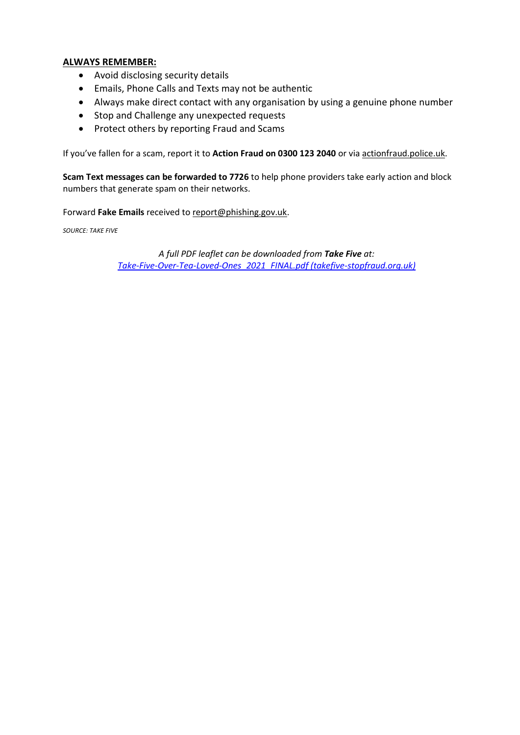**ALWAYS REMEMBER:**

- Avoid disclosing security details
- Emails, Phone Calls and Texts may not be authentic
- Always make direct contact with any organisation by using a genuine phone number
- Stop and Challenge any unexpected requests
- Protect others by reporting Fraud and Scams

If you've fallen for a scam, report it to **Action Fraud on 0300 123 2040** or via actionfraud.police.uk.

**Scam Text messages can be forwarded to 7726** to help phone providers take early action and block numbers that generate spam on their networks.

Forward **Fake Emails** received to report@phishing.gov.uk.

*SOURCE: TAKE FIVE*

*A full PDF leaflet can be downloaded from **Take Five** at:*
*Take-Five-Over-Tea-Loved-Ones_2021_FINAL.pdf (takefive-stopfraud.org.uk)*